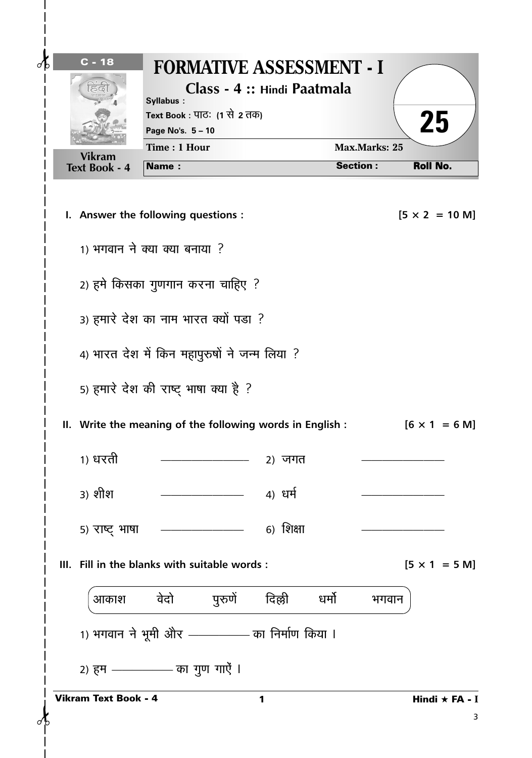C - 18

# FORMATIVE ASSESSMENT - I

## Class - 4 :: Hindi Paatmala

**Syllabus :**

**Text Book :** पाठः (1 से 2 तक)

**Page No's.** 5 – 10

**Vikram Text Book - 4**

**Time : 1 Hour** | **Max.Marks: 25**

25

**Name :** **Section :** **Roll No.**

**I. Answer the following questions :** **[5 × 2 = 10 M]**

1) भगवान ने क्या क्या बनाया ?

2) हमे किसका गुणगान करना चाहिए ?

3) हमारे देश का नाम भारत क्यों पडा ?

4) भारत देश में किन महापुरुषों ने जन्म लिया ?

5) हमारे देश की राष्ट् भाषा क्या है ?

**II. Write the meaning of the following words in English :** **[6 × 1 = 6 M]**

1) धरती \_\_\_\_\_\_\_\_\_\_ 2) जगत \_\_\_\_\_\_\_\_\_\_

3) शीश \_\_\_\_\_\_\_\_\_\_ 4) धर्म \_\_\_\_\_\_\_\_\_\_

5) राष्ट् भाषा \_\_\_\_\_\_\_\_\_\_ 6) शिक्षा \_\_\_\_\_\_\_\_\_\_

**III. Fill in the blanks with suitable words :** **[5 × 1 = 5 M]**

| आकाश | वेदो | पुरुणें | दिल्ली | धर्मो | भगवान |
|---|---|---|---|---|---|

1) भगवान ने भूमी और \_\_\_\_\_\_\_\_\_\_ का निर्माण किया ।

2) हम \_\_\_\_\_\_\_\_\_\_ का गुण गाऐं ।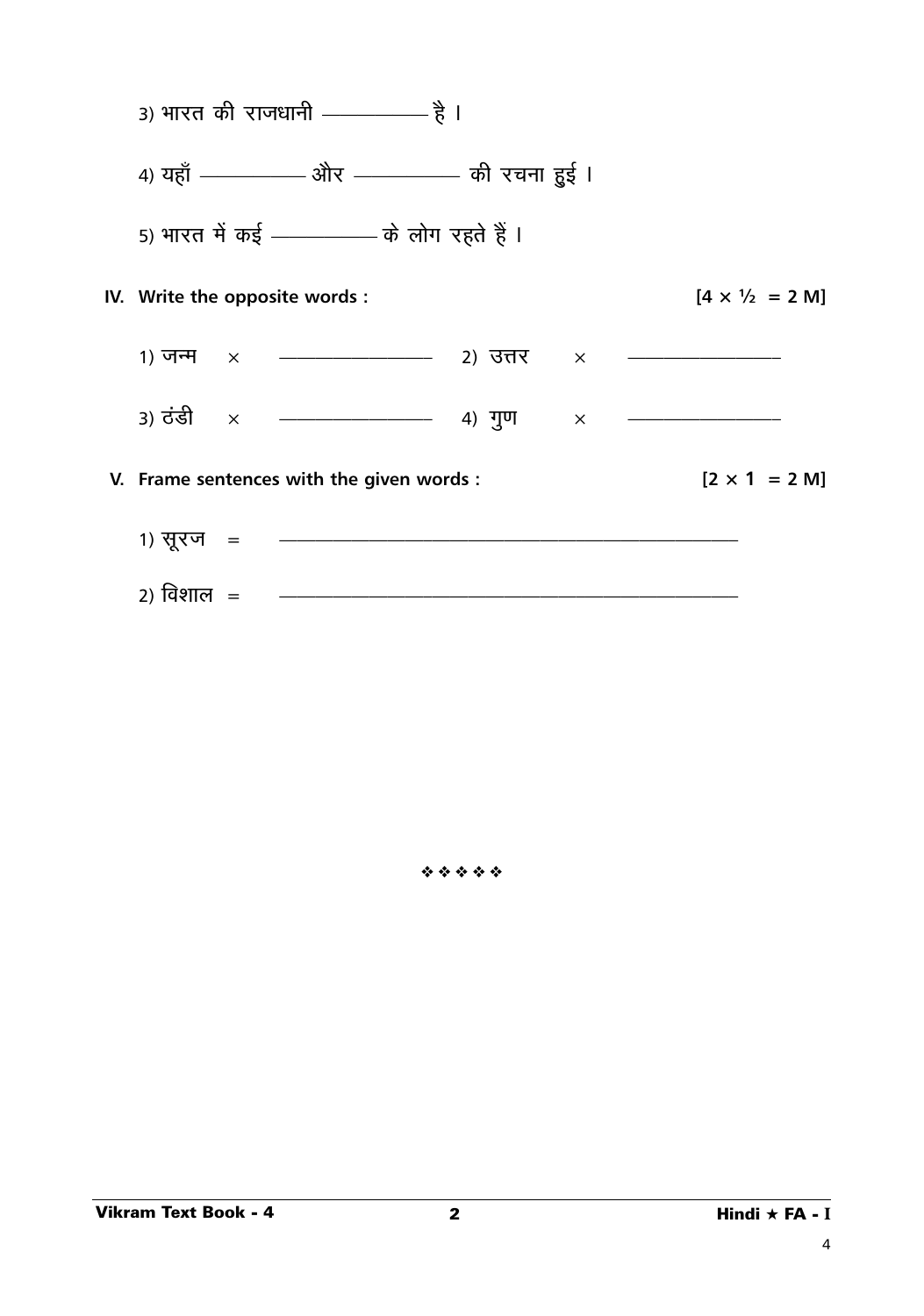3) भारत की राजधानी ———— है ।

4) यहाँ ———— और ———— की रचना हुई ।

5) भारत में कई ———— के लोग रहते हैं ।

**IV. Write the opposite words :** **[4 × ½ = 2 M]**

1) जन्म × ————  2) उत्तर × ————

3) ठंडी × ————  4) गुण × ————

**V. Frame sentences with the given words :** **[2 × 1 = 2 M]**

1) सूरज = ————————————

2) विशाल = ————————————

❖❖❖❖❖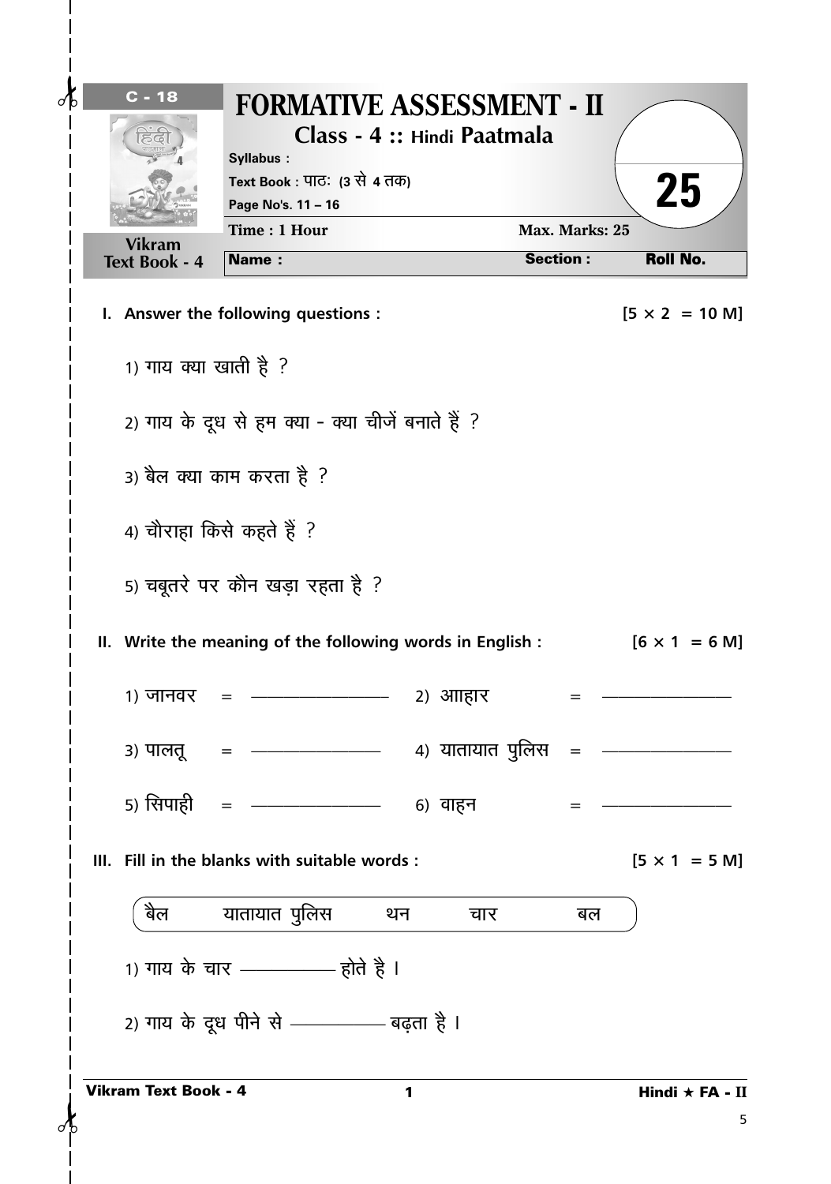C - 18

# FORMATIVE ASSESSMENT - II

## Class - 4 :: Hindi Paatmala

**Syllabus :**

**Text Book : पाठः (3 से 4 तक)**

**Page No's. 11 – 16**

**Vikram Text Book - 4**

**Time : 1 Hour** | **Max. Marks: 25**

**Name :** | **Section :** | **Roll No.**

25

**I. Answer the following questions :** **[5 × 2 = 10 M]**

1) गाय क्या खाती है ?

2) गाय के दूध से हम क्या - क्या चीजें बनाते हैं ?

3) बैल क्या काम करता है ?

4) चौराहा किसे कहते हैं ?

5) चबूतरे पर कौन खड़ा रहता है ?

**II. Write the meaning of the following words in English :** **[6 × 1 = 6 M]**

| | | |
|---|---|---|
| 1) जानवर = ____________ | 2) आहार = ____________ |
| 3) पालतू = ____________ | 4) यातायात पुलिस = ____________ |
| 5) सिपाही = ____________ | 6) वाहन = ____________ |

**III. Fill in the blanks with suitable words :** **[5 × 1 = 5 M]**

( बैल &nbsp;&nbsp; यातायात पुलिस &nbsp;&nbsp; थन &nbsp;&nbsp; चार &nbsp;&nbsp; बल )

1) गाय के चार ____________ होते है ।

2) गाय के दूध पीने से ____________ बढ़ता है ।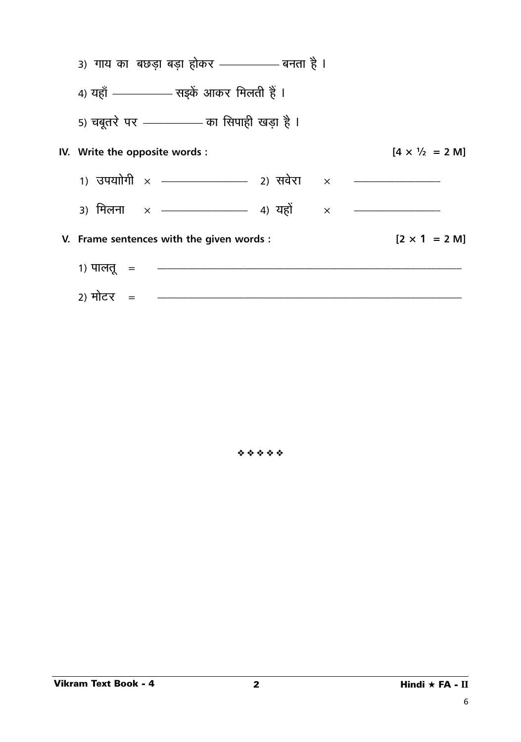3) गाय का बछड़ा बड़ा होकर ———— बनता है ।

4) यहाँ ———— सड़कें आकर मिलती हैं ।

5) चबूतरे पर ———— का सिपाही खड़ा है ।

**IV. Write the opposite words :** **[4 × ½ = 2 M]**

1) उपयोगी × ————    2) सवेरा × ————

3) मिलना × ————    4) यहाँ × ————

**V. Frame sentences with the given words :** **[2 × 1 = 2 M]**

1) पालतू = ————————————

2) मोटर = ————————————

❖❖❖❖❖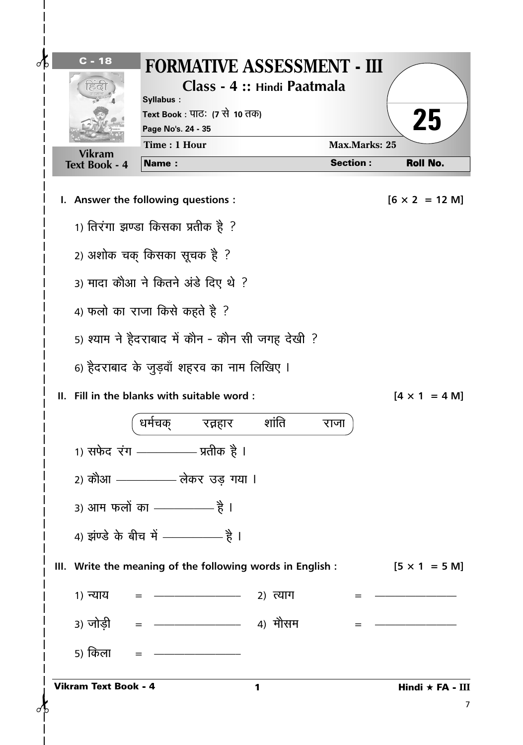C - 18

Vikram Text Book - 4

# FORMATIVE ASSESSMENT - III

## Class - 4 :: Hindi Paatmala

**Syllabus :**

**Text Book :** पाठः (7 से 10 तक)

**Page No's. 24 - 35**

**Time : 1 Hour** | **Max.Marks: 25**

**Name :** | **Section :** | **Roll No.**

25

**I. Answer the following questions :** **[6 × 2 = 12 M]**

1) तिरंगा झण्डा किसका प्रतीक है ?

2) अशोक चक् किसका सूचक है ?

3) मादा कौआ ने कितने अंडे दिए थे ?

4) फलो का राजा किसे कहते है ?

5) श्याम ने हैदराबाद में कौन - कौन सी जगह देखी ?

6) हैदराबाद के जुड़वाँ शहरव का नाम लिखिए ।

**II. Fill in the blanks with suitable word :** **[4 × 1 = 4 M]**

धर्मचक्   रत्नहार   शांति   राजा

1) सफेद रंग ___________ प्रतीक है ।

2) कौआ ___________ लेकर उड़ गया ।

3) आम फलों का ___________ है ।

4) झंण्डे के बीच में ___________ है ।

**III. Write the meaning of the following words in English :** **[5 × 1 = 5 M]**

1) न्याय = ___________   2) त्याग = ___________

3) जोड़ी = ___________   4) मौसम = ___________

5) किला = ___________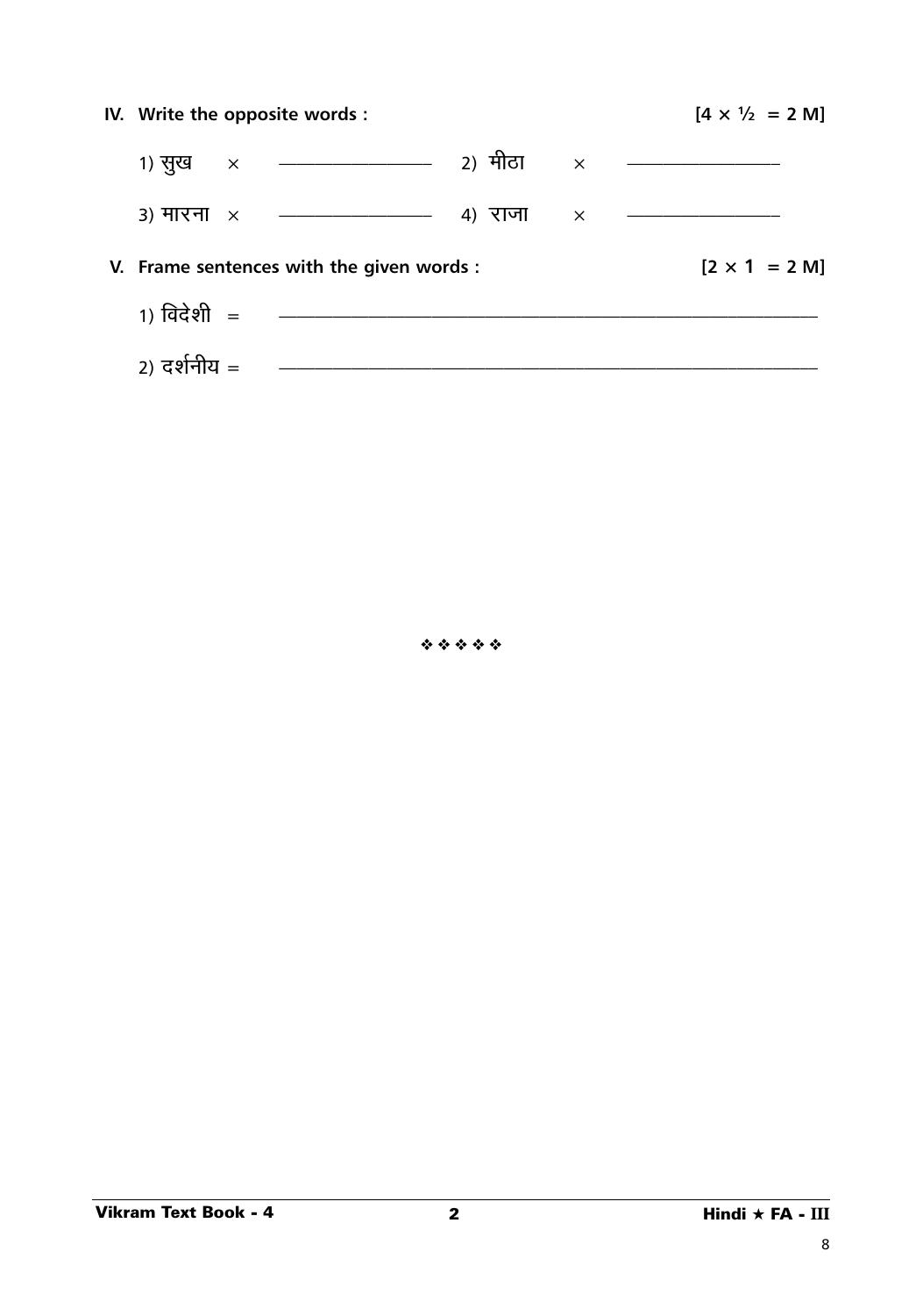**IV. Write the opposite words :** **[4 × ½ = 2 M]**

1) सुख × ____________ 2) मीठा × ____________

3) मारना × ____________ 4) राजा × ____________

**V. Frame sentences with the given words :** **[2 × 1 = 2 M]**

1) विदेशी = ________________________________________________

2) दर्शनीय = ________________________________________________

❖ ❖ ❖ ❖ ❖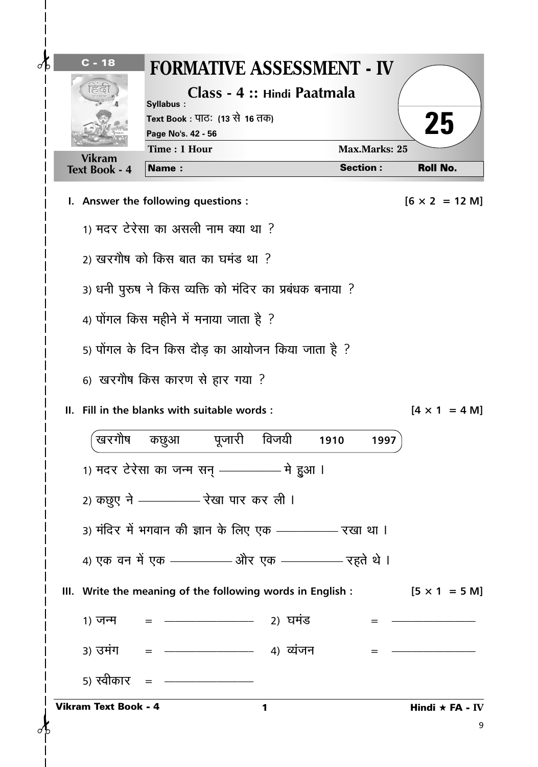# FORMATIVE ASSESSMENT - IV

C - 18

Vikram Text Book - 4

## Class - 4 :: Hindi Paatmala

**Syllabus :**

**Text Book : पाठः (13 से 16 तक)**

**Page No's. 42 - 56**

**Time : 1 Hour** | **Max.Marks: 25**

25

| **Name :** | **Section :** | **Roll No.** |
|---|---|---|

**I. Answer the following questions :** **[6 × 2 = 12 M]**

1) मदर टेरेसा का असली नाम क्या था ?

2) खरगौष को किस बात का घमंड था ?

3) धनी पुरुष ने किस व्यक्ति को मंदिर का प्रबंधक बनाया ?

4) पोंगल किस महीने में मनाया जाता है ?

5) पोंगल के दिन किस दौड़ का आयोजन किया जाता है ?

6) खरगौष किस कारण से हार गया ?

**II. Fill in the blanks with suitable words :** **[4 × 1 = 4 M]**

खरगौष  कछुआ  पूजारी  विजयी  1910  1997

1) मदर टेरेसा का जन्म सन् __________ मे हुआ ।

2) कछुए ने __________ रेखा पार कर ली ।

3) मंदिर में भगवान की ज्ञान के लिए एक __________ रखा था ।

4) एक वन में एक __________ और एक __________ रहते थे ।

**III. Write the meaning of the following words in English :** **[5 × 1 = 5 M]**

1) जन्म = __________  2) घमंड = __________

3) उमंग = __________  4) व्यंजन = __________

5) स्वीकार = __________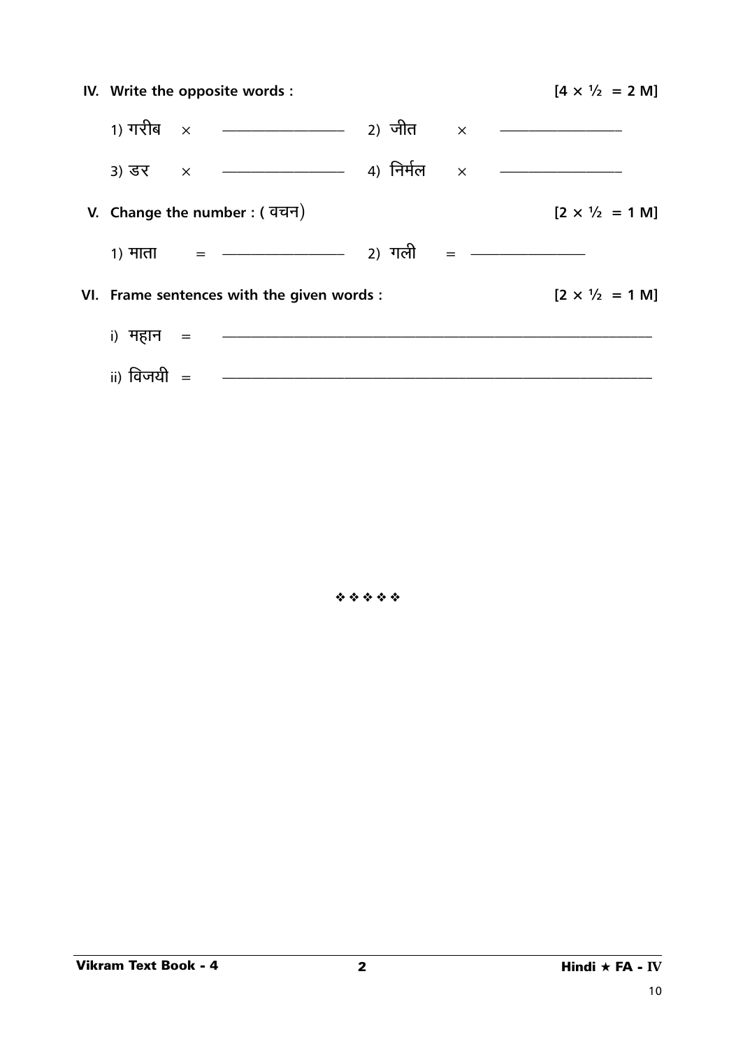**IV. Write the opposite words :** **[4 × ½ = 2 M]**

1) गरीब × ________________ 2) जीत × ________________

3) डर × ________________ 4) निर्मल × ________________

**V. Change the number : ( वचन)** **[2 × ½ = 1 M]**

1) माता = ________________ 2) गली = ________________

**VI. Frame sentences with the given words :** **[2 × ½ = 1 M]**

i) महान = ____________________________________________

ii) विजयी = ____________________________________________

❖ ❖ ❖ ❖ ❖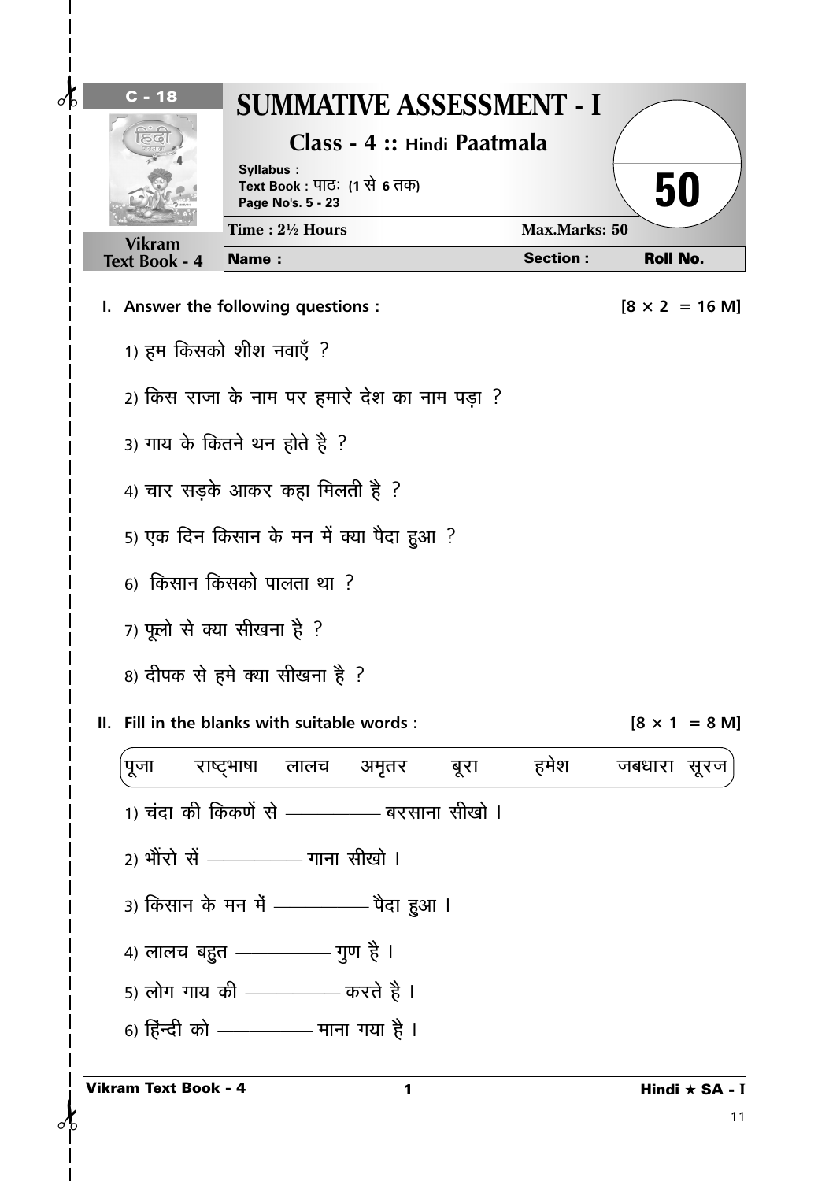C - 18

# SUMMATIVE ASSESSMENT - I

## Class - 4 :: Hindi Paatmala

**Syllabus :**
**Text Book : पाठः (1 से 6 तक)**
**Page No's. 5 - 23**

**50**

Vikram Text Book - 4

**Time : 2½ Hours** | **Max.Marks: 50**

**Name :** | **Section :** | **Roll No.**

**I. Answer the following questions :** **[8 × 2 = 16 M]**

1) हम किसको शीश नवाएँ ?

2) किस राजा के नाम पर हमारे देश का नाम पड़ा ?

3) गाय के कितने थन होते है ?

4) चार सड़के आकर कहा मिलती है ?

5) एक दिन किसान के मन में क्या पैदा हुआ ?

6) किसान किसको पालता था ?

7) फूलो से क्या सीखना है ?

8) दीपक से हमे क्या सीखना है ?

**II. Fill in the blanks with suitable words :** **[8 × 1 = 8 M]**

पूजा    राष्ट्भाषा    लालच    अमृतर    बूरा    हमेश    जबधारा    सूरज

1) चंदा की किकणें से —————— बरसाना सीखो ।

2) भौंरो सें —————— गाना सीखो ।

3) किसान के मन में —————— पैदा हुआ ।

4) लालच बहुत —————— गुण है ।

5) लोग गाय की —————— करते है ।

6) हिंन्दी को —————— माना गया है ।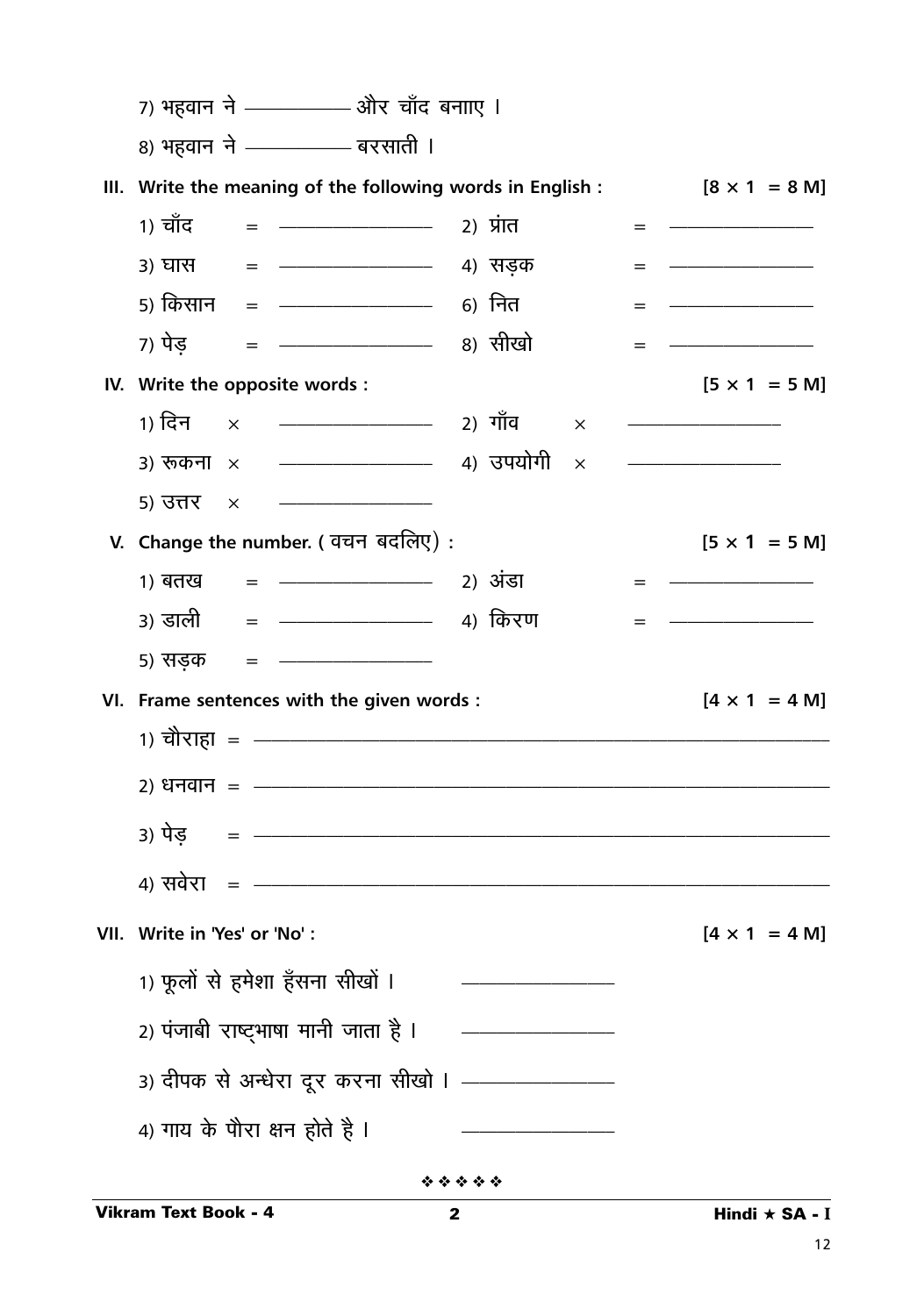7) भहवान ने ________ और चाँद बनाए ।

8) भहवान ने ________ बरसाती ।

**III. Write the meaning of the following words in English :** **[8 × 1 = 8 M]**

1) चाँद = ________ 2) प्रांत = ________

3) घास = ________ 4) सड़क = ________

5) किसान = ________ 6) नित = ________

7) पेड़ = ________ 8) सीखो = ________

**IV. Write the opposite words :** **[5 × 1 = 5 M]**

1) दिन × ________ 2) गाँव × ________

3) रूकना × ________ 4) उपयोगी × ________

5) उत्तर × ________

**V. Change the number. ( वचन बदलिए) :** **[5 × 1 = 5 M]**

1) बतख = ________ 2) अंडा = ________

3) डाली = ________ 4) किरण = ________

5) सड़क = ________

**VI. Frame sentences with the given words :** **[4 × 1 = 4 M]**

1) चौराहा = ________________________________

2) धनवान = ________________________________

3) पेड़ = ________________________________

4) सवेरा = ________________________________

**VII. Write in 'Yes' or 'No' :** **[4 × 1 = 4 M]**

1) फूलों से हमेशा हँसना सीखों । ________

2) पंजाबी राष्ट्भाषा मानी जाता है । ________

3) दीपक से अन्धेरा दूर करना सीखो । ________

4) गाय के पौरा क्षन होते है । ________

❖ ❖ ❖ ❖ ❖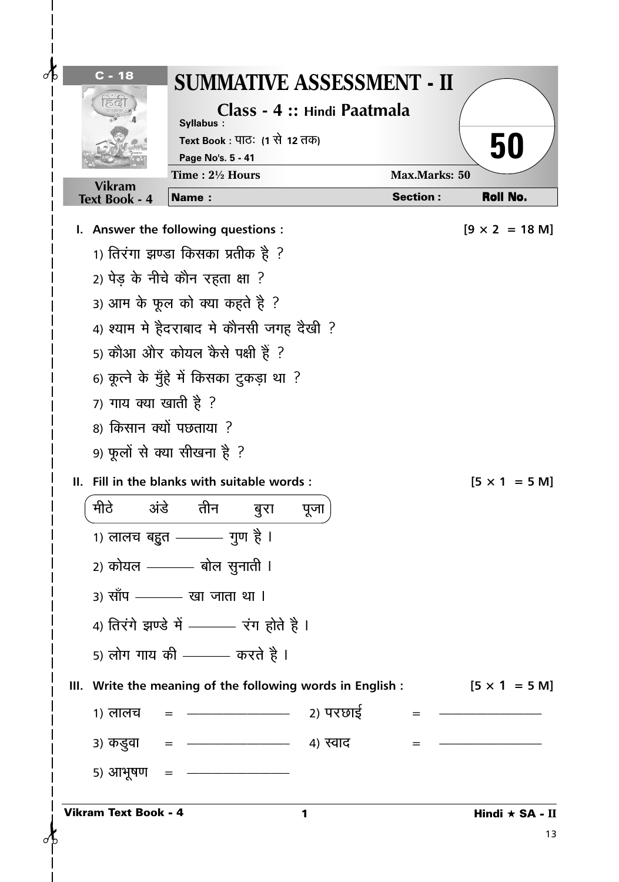C - 18

# SUMMATIVE ASSESSMENT - II

## Class - 4 :: Hindi Paatmala

**Syllabus :**

**Text Book :** पाठः (1 से 12 तक)

**Page No's. 5 - 41**

**Vikram Text Book - 4**

50

| **Time : 2½ Hours** | | **Max.Marks: 50** |
|---|---|---|
| **Name :** | **Section :** | **Roll No.** |

**I. Answer the following questions :** **[9 × 2 = 18 M]**

1) तिरंगा झण्डा किसका प्रतीक है ?
2) पेड़ के नीचे कौन रहता क्षा ?
3) आम के फूल को क्या कहते है ?
4) श्याम मे हैदराबाद मे कौनसी जगह दैखी ?
5) कौआ और कोयल कैसे पक्षी हैं ?
6) कूत्ने के मुँहे में किसका टुकड़ा था ?
7) गाय क्या खाती है ?
8) किसान क्यों पछताया ?
9) फूलों से क्या सीखना है ?

**II. Fill in the blanks with suitable words :** **[5 × 1 = 5 M]**

मीठे अंडे तीन बुरा पूजा

1) लालच बहुत ———— गुण है ।
2) कोयल ———— बोल सुनाती ।
3) साँप ———— खा जाता था ।
4) तिरंगे झण्डे में ———— रंग होते है ।
5) लोग गाय की ———— करते है ।

**III. Write the meaning of the following words in English :** **[5 × 1 = 5 M]**

1) लालच = ————————
2) परछाई = ————————
3) कडुवा = ————————
4) स्वाद = ————————
5) आभूषण = ————————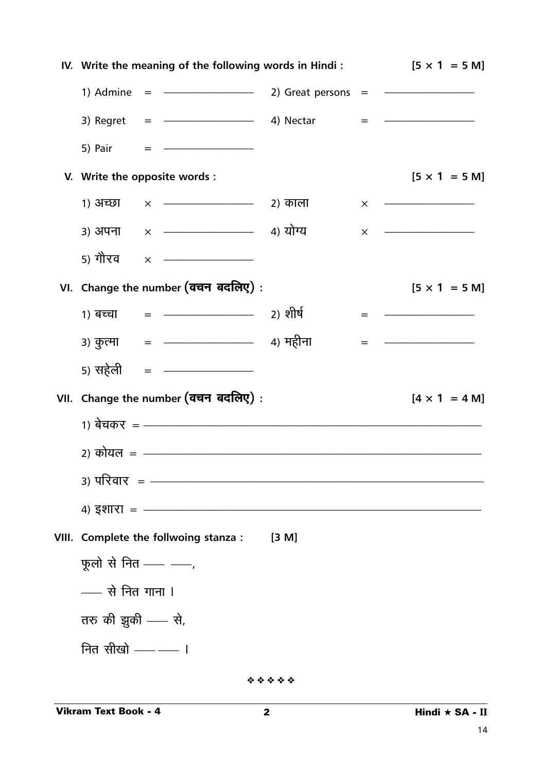**IV. Write the meaning of the following words in Hindi :** **[5 × 1 = 5 M]**

1) Admine = ———————  2) Great persons = ———————

3) Regret = ———————  4) Nectar = ———————

5) Pair = ———————

**V. Write the opposite words :** **[5 × 1 = 5 M]**

1) अच्छा × ———————  2) काला × ———————

3) अपना × ———————  4) योग्य × ———————

5) गौरव × ———————

**VI. Change the number (वचन बदलिए) :** **[5 × 1 = 5 M]**

1) बच्चा = ———————  2) शीर्ष = ———————

3) कुत्मा = ———————  4) महीना = ———————

5) सहेली = ———————

**VII. Change the number (वचन बदलिए) :** **[4 × 1 = 4 M]**

1) बेचकर = ———————————————————————

2) कोयल = ———————————————————————

3) परिवार = ———————————————————————

4) इशारा = ———————————————————————

**VIII. Complete the follwoing stanza :** **[3 M]**

फूलो से नित —— ——,

—— से नित गाना ।

तरु की झुकी —— से,

नित सीखो —— —— ।

❖ ❖ ❖ ❖ ❖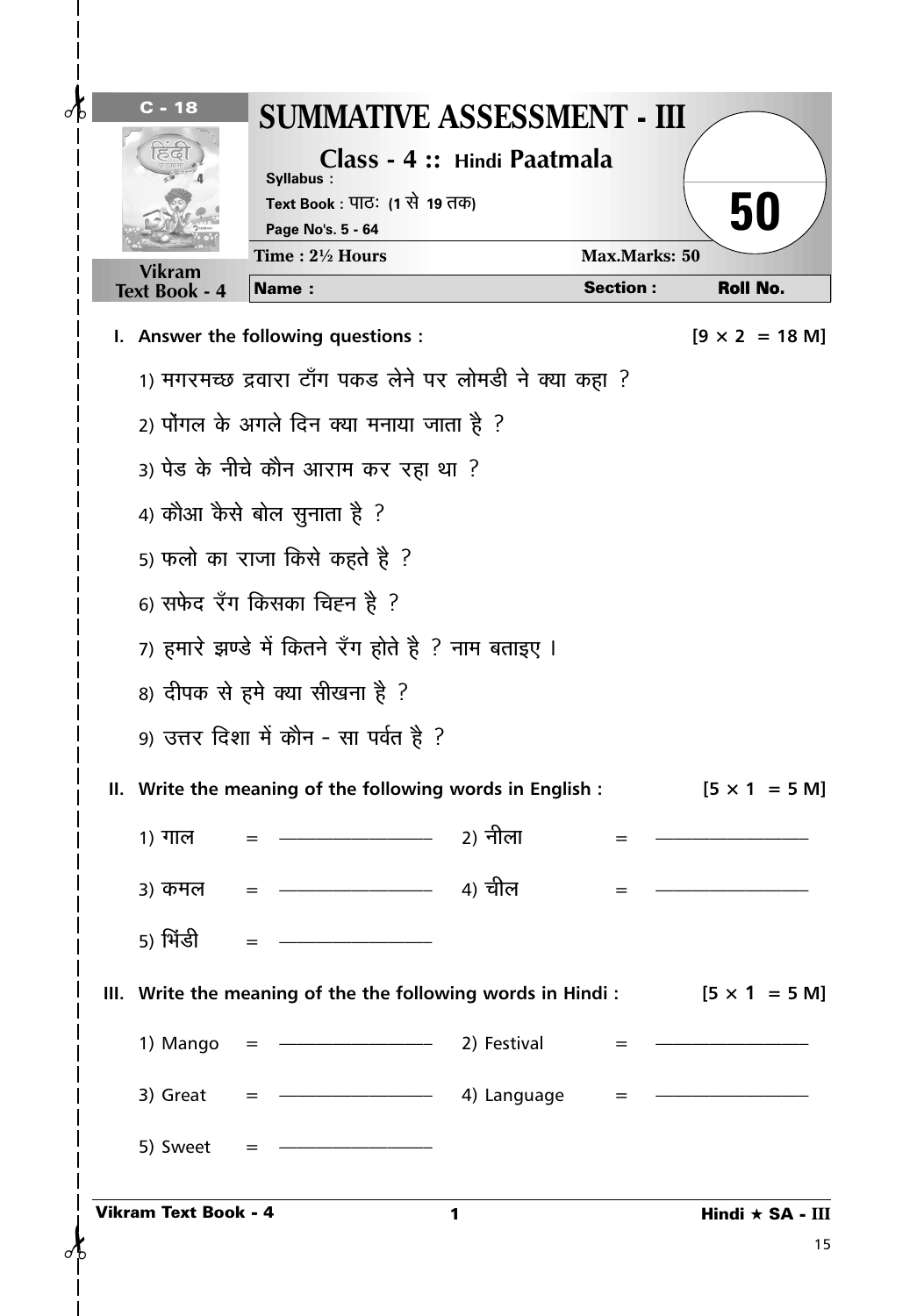C - 18

# SUMMATIVE ASSESSMENT - III

## Class - 4 :: Hindi Paatmala

**Syllabus :**

**Text Book :** पाठः (1 से 19 तक)

**Page No's. 5 - 64**

**Vikram Text Book - 4**

50

| Time : 2½ Hours | Max.Marks: 50 | |
|---|---|---|
| **Name :** | **Section :** | **Roll No.** |

**I. Answer the following questions :** [9 × 2 = 18 M]

1) मगरमच्छ द्रवारा टाँग पकड लेने पर लोमडी ने क्या कहा ?

2) पोंगल के अगले दिन क्या मनाया जाता है ?

3) पेड के नीचे कौन आराम कर रहा था ?

4) कौआ कैसे बोल सुनाता है ?

5) फलो का राजा किसे कहते है ?

6) सफेद रँग किसका चिह्न है ?

7) हमारे झण्डे में कितने रँग होते है ? नाम बताइए ।

8) दीपक से हमे क्या सीखना है ?

9) उत्तर दिशा में कौन - सा पर्वत है ?

**II. Write the meaning of the following words in English :** [5 × 1 = 5 M]

1) गाल = ____________ 2) नीला = ____________

3) कमल = ____________ 4) चील = ____________

5) भिंडी = ____________

**III. Write the meaning of the the following words in Hindi :** [5 × 1 = 5 M]

1) Mango = ____________ 2) Festival = ____________

3) Great = ____________ 4) Language = ____________

5) Sweet = ____________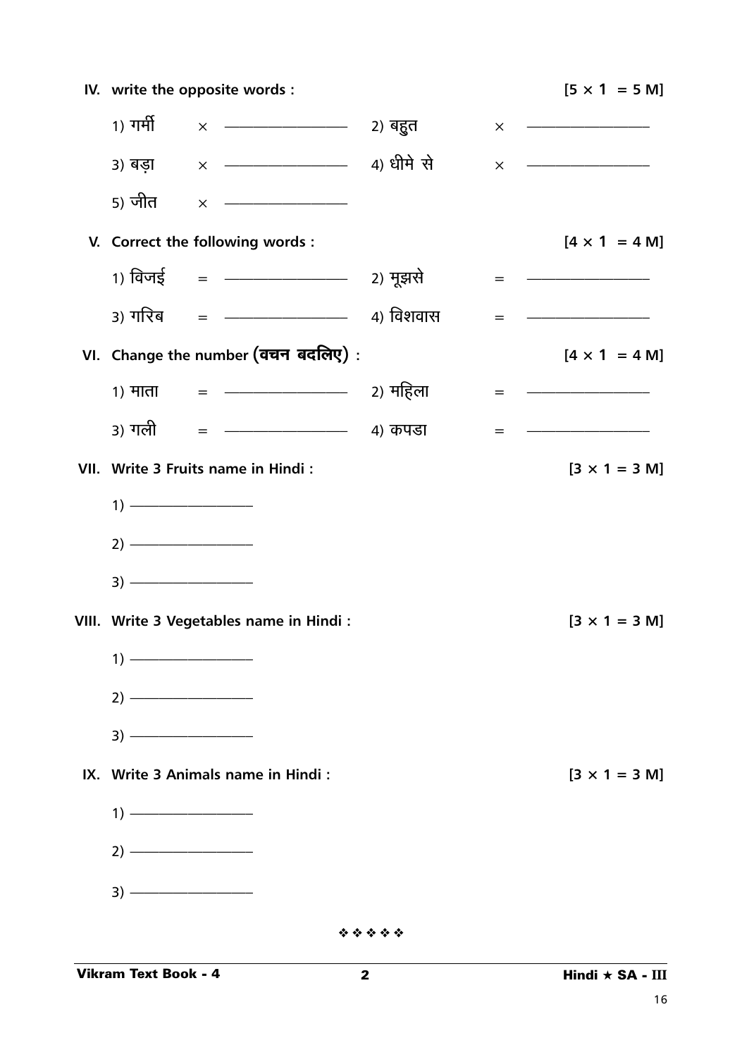**IV. write the opposite words :** **[5 × 1 = 5 M]**

1) गर्मी × ——————  2) बहुत × ——————

3) बड़ा × ——————  4) धीमे से × ——————

5) जीत × ——————

**V. Correct the following words :** **[4 × 1 = 4 M]**

1) विजई = ——————  2) मूझसे = ——————

3) गरिब = ——————  4) विशवास = ——————

**VI. Change the number (वचन बदलिए) :** **[4 × 1 = 4 M]**

1) माता = ——————  2) महिला = ——————

3) गली = ——————  4) कपडा = ——————

**VII. Write 3 Fruits name in Hindi :** **[3 × 1 = 3 M]**

1) ——————

2) ——————

3) ——————

**VIII. Write 3 Vegetables name in Hindi :** **[3 × 1 = 3 M]**

1) ——————

2) ——————

3) ——————

**IX. Write 3 Animals name in Hindi :** **[3 × 1 = 3 M]**

1) ——————

2) ——————

3) ——————

❖ ❖ ❖ ❖ ❖